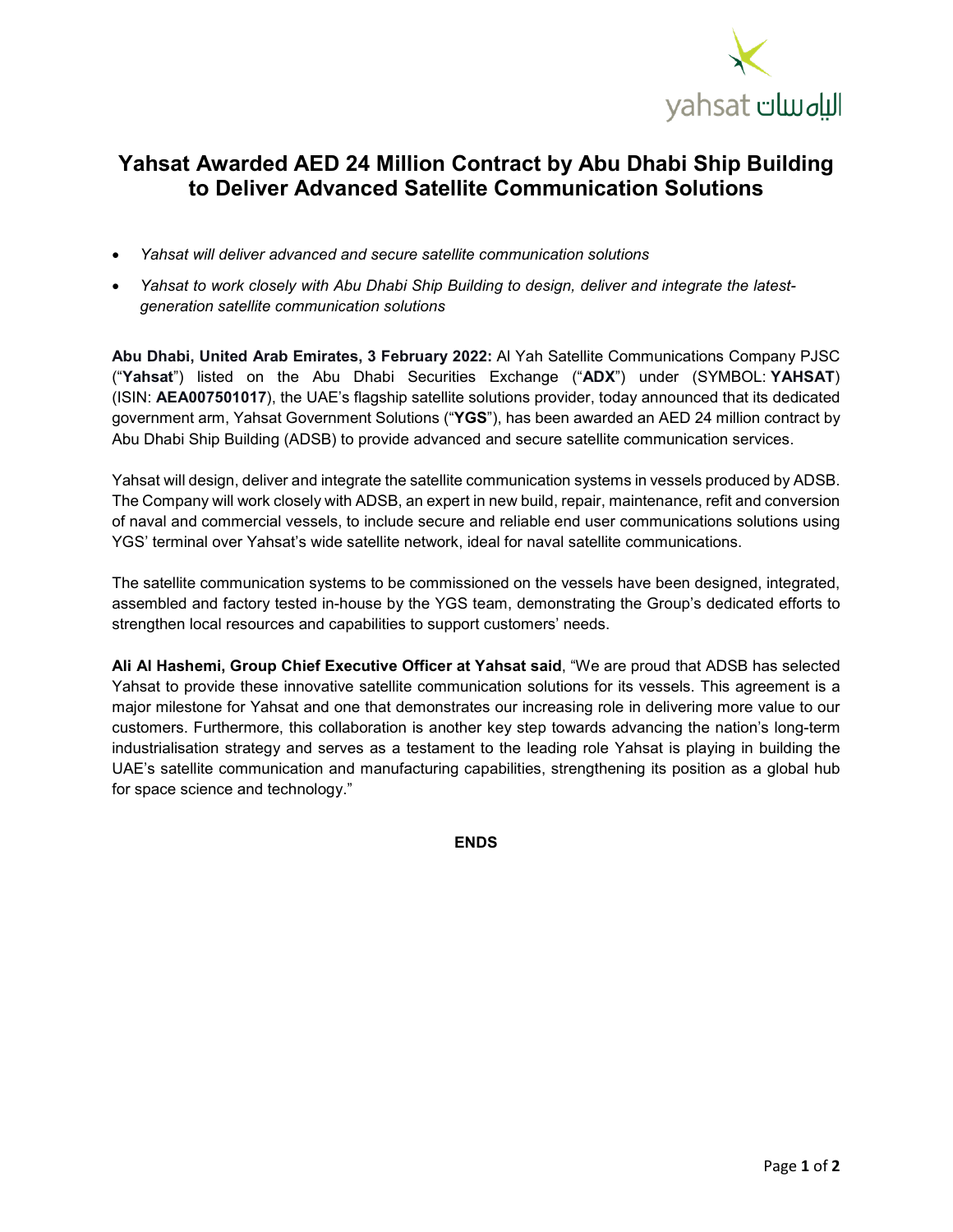# Yahsat Awarded AED 24 Million Contract by Abu Dhabi Ship Building to Deliver Advanced Satellite Communication Solutions

- *Yahsat will deliver advanced and secure satellite communication solutions*
- *Yahsat to work closely with Abu Dhabi Ship Building to design, deliver and integrate the latest-generation satellite communication solutions*

**Abu Dhabi, United Arab Emirates, 3 February 2022:** Al Yah Satellite Communications Company PJSC ("**Yahsat**") listed on the Abu Dhabi Securities Exchange ("**ADX**") under (SYMBOL: **YAHSAT**) (ISIN: **AEA007501017**), the UAE's flagship satellite solutions provider, today announced that its dedicated government arm, Yahsat Government Solutions ("**YGS**"), has been awarded an AED 24 million contract by Abu Dhabi Ship Building (ADSB) to provide advanced and secure satellite communication services.

Yahsat will design, deliver and integrate the satellite communication systems in vessels produced by ADSB. The Company will work closely with ADSB, an expert in new build, repair, maintenance, refit and conversion of naval and commercial vessels, to include secure and reliable end user communications solutions using YGS' terminal over Yahsat's wide satellite network, ideal for naval satellite communications.

The satellite communication systems to be commissioned on the vessels have been designed, integrated, assembled and factory tested in-house by the YGS team, demonstrating the Group's dedicated efforts to strengthen local resources and capabilities to support customers' needs.

**Ali Al Hashemi, Group Chief Executive Officer at Yahsat said**, "We are proud that ADSB has selected Yahsat to provide these innovative satellite communication solutions for its vessels. This agreement is a major milestone for Yahsat and one that demonstrates our increasing role in delivering more value to our customers. Furthermore, this collaboration is another key step towards advancing the nation's long-term industrialisation strategy and serves as a testament to the leading role Yahsat is playing in building the UAE's satellite communication and manufacturing capabilities, strengthening its position as a global hub for space science and technology."

**ENDS**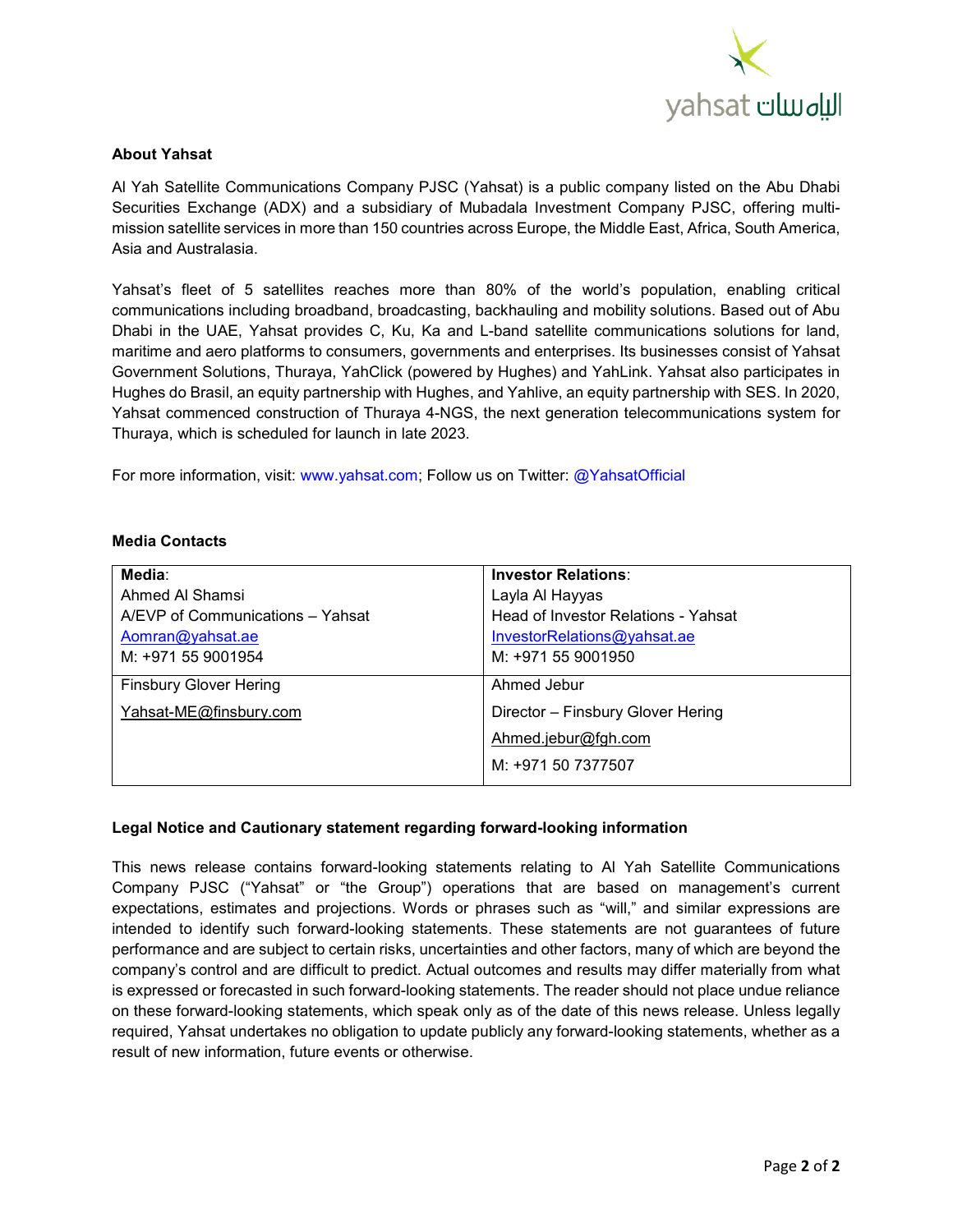**About Yahsat**

Al Yah Satellite Communications Company PJSC (Yahsat) is a public company listed on the Abu Dhabi Securities Exchange (ADX) and a subsidiary of Mubadala Investment Company PJSC, offering multi-mission satellite services in more than 150 countries across Europe, the Middle East, Africa, South America, Asia and Australasia.

Yahsat's fleet of 5 satellites reaches more than 80% of the world's population, enabling critical communications including broadband, broadcasting, backhauling and mobility solutions. Based out of Abu Dhabi in the UAE, Yahsat provides C, Ku, Ka and L-band satellite communications solutions for land, maritime and aero platforms to consumers, governments and enterprises. Its businesses consist of Yahsat Government Solutions, Thuraya, YahClick (powered by Hughes) and YahLink. Yahsat also participates in Hughes do Brasil, an equity partnership with Hughes, and Yahlive, an equity partnership with SES. In 2020, Yahsat commenced construction of Thuraya 4-NGS, the next generation telecommunications system for Thuraya, which is scheduled for launch in late 2023.

For more information, visit: www.yahsat.com; Follow us on Twitter: @YahsatOfficial

**Media Contacts**

| | |
|---|---|
| **Media**:<br>Ahmed Al Shamsi<br>A/EVP of Communications – Yahsat<br>Aomran@yahsat.ae<br>M: +971 55 9001954 | **Investor Relations**:<br>Layla Al Hayyas<br>Head of Investor Relations - Yahsat<br>InvestorRelations@yahsat.ae<br>M: +971 55 9001950 |
| Finsbury Glover Hering<br>Yahsat-ME@finsbury.com | Ahmed Jebur<br>Director – Finsbury Glover Hering<br>Ahmed.jebur@fgh.com<br>M: +971 50 7377507 |

**Legal Notice and Cautionary statement regarding forward-looking information**

This news release contains forward-looking statements relating to Al Yah Satellite Communications Company PJSC ("Yahsat" or "the Group") operations that are based on management's current expectations, estimates and projections. Words or phrases such as "will," and similar expressions are intended to identify such forward-looking statements. These statements are not guarantees of future performance and are subject to certain risks, uncertainties and other factors, many of which are beyond the company's control and are difficult to predict. Actual outcomes and results may differ materially from what is expressed or forecasted in such forward-looking statements. The reader should not place undue reliance on these forward-looking statements, which speak only as of the date of this news release. Unless legally required, Yahsat undertakes no obligation to update publicly any forward-looking statements, whether as a result of new information, future events or otherwise.